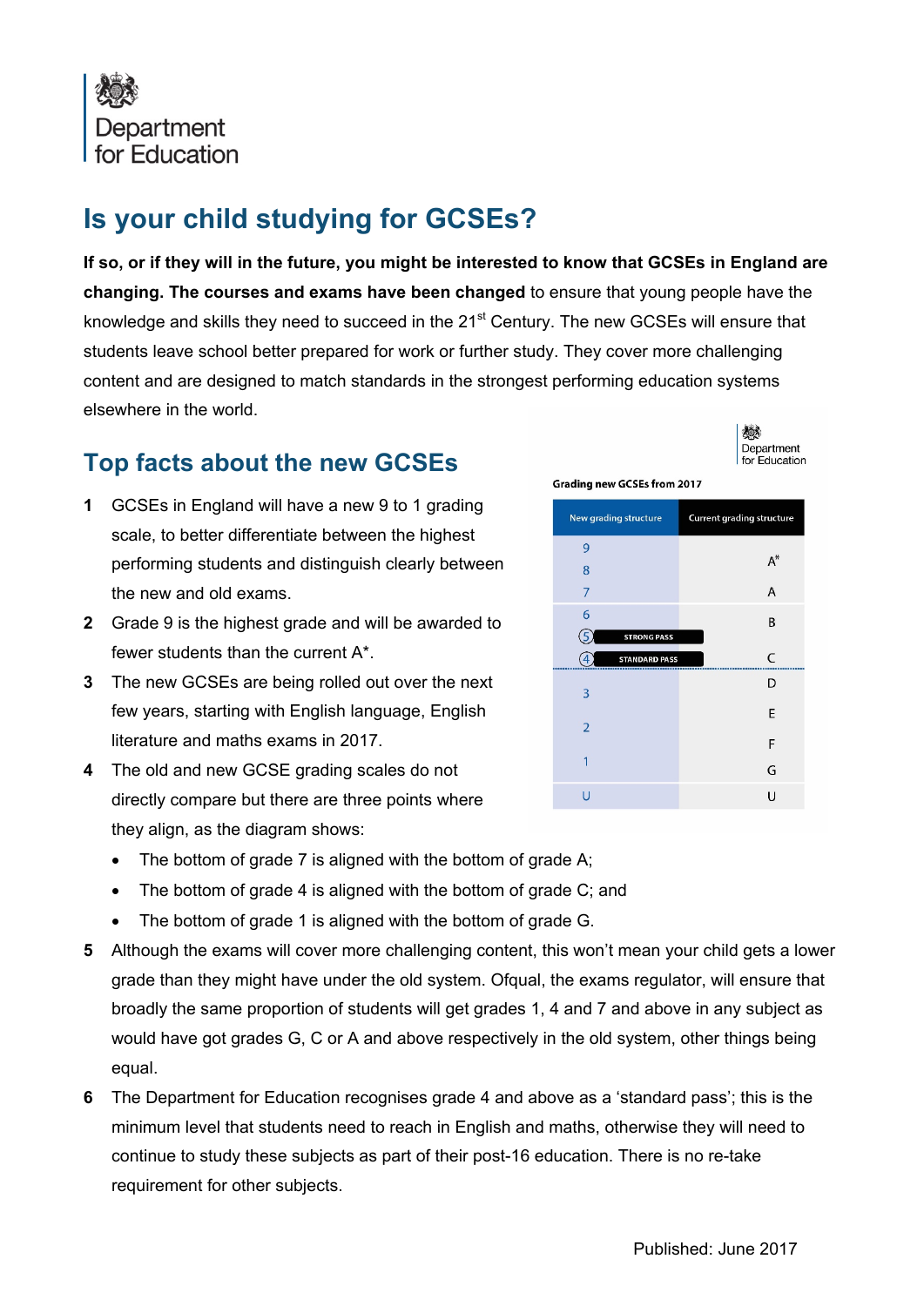Department for Education

# Is your child studying for GCSEs?

**If so, or if they will in the future, you might be interested to know that GCSEs in England are changing. The courses and exams have been changed** to ensure that young people have the knowledge and skills they need to succeed in the 21st Century. The new GCSEs will ensure that students leave school better prepared for work or further study. They cover more challenging content and are designed to match standards in the strongest performing education systems elsewhere in the world.

## Top facts about the new GCSEs

**Grading new GCSEs from 2017**

| New grading structure | Current grading structure |
|---|---|
| 9 | A* |
| 8 | |
| 7 | A |
| 6 | B |
| 5 (STRONG PASS) | |
| 4 (STANDARD PASS) | C |
| 3 | D |
| | E |
| 2 | F |
| 1 | G |
| U | U |

1. GCSEs in England will have a new 9 to 1 grading scale, to better differentiate between the highest performing students and distinguish clearly between the new and old exams.
2. Grade 9 is the highest grade and will be awarded to fewer students than the current A*.
3. The new GCSEs are being rolled out over the next few years, starting with English language, English literature and maths exams in 2017.
4. The old and new GCSE grading scales do not directly compare but there are three points where they align, as the diagram shows:
   - The bottom of grade 7 is aligned with the bottom of grade A;
   - The bottom of grade 4 is aligned with the bottom of grade C; and
   - The bottom of grade 1 is aligned with the bottom of grade G.
5. Although the exams will cover more challenging content, this won't mean your child gets a lower grade than they might have under the old system. Ofqual, the exams regulator, will ensure that broadly the same proportion of students will get grades 1, 4 and 7 and above in any subject as would have got grades G, C or A and above respectively in the old system, other things being equal.
6. The Department for Education recognises grade 4 and above as a 'standard pass'; this is the minimum level that students need to reach in English and maths, otherwise they will need to continue to study these subjects as part of their post-16 education. There is no re-take requirement for other subjects.

Published: June 2017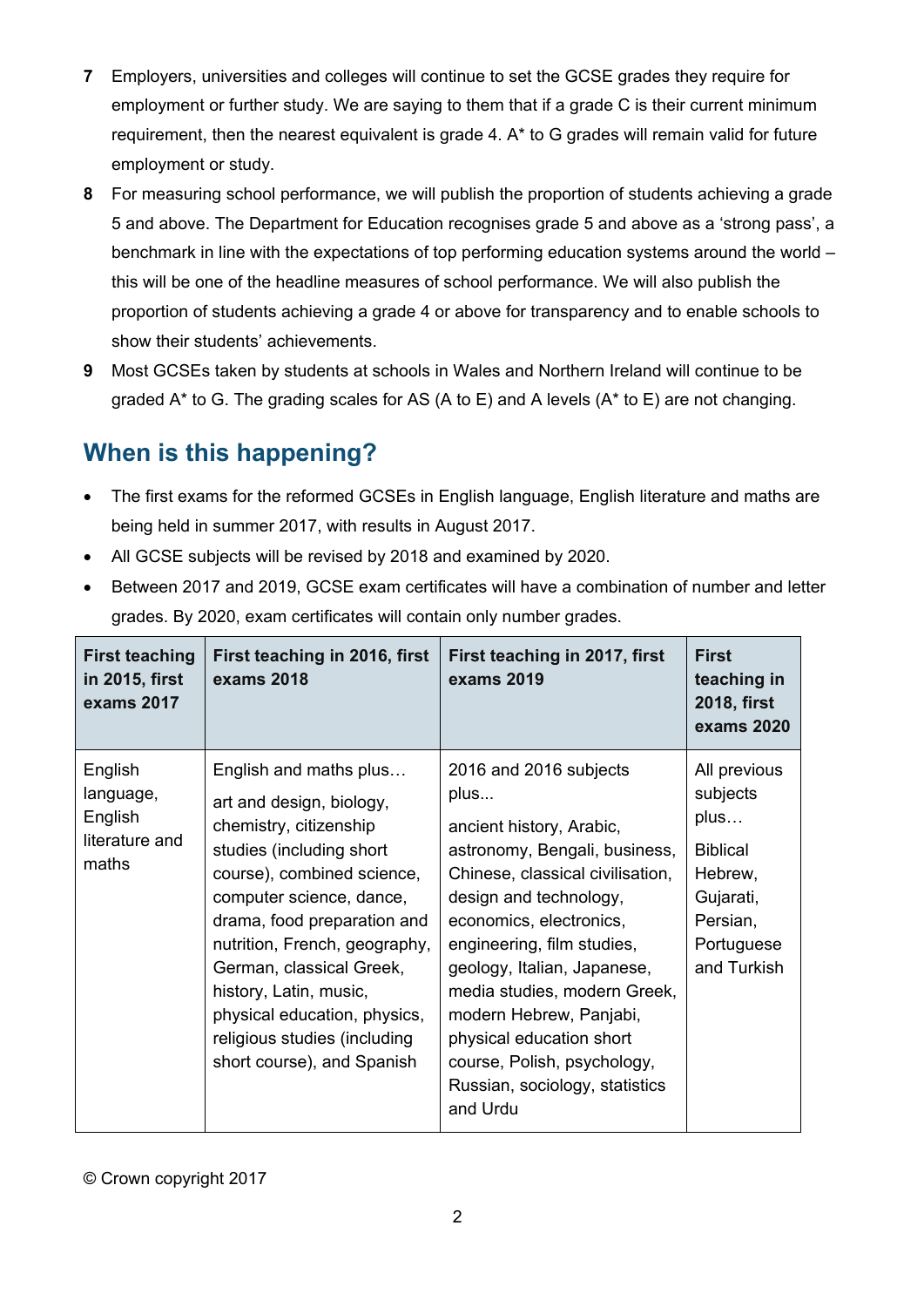7. Employers, universities and colleges will continue to set the GCSE grades they require for employment or further study. We are saying to them that if a grade C is their current minimum requirement, then the nearest equivalent is grade 4. A* to G grades will remain valid for future employment or study.
8. For measuring school performance, we will publish the proportion of students achieving a grade 5 and above. The Department for Education recognises grade 5 and above as a 'strong pass', a benchmark in line with the expectations of top performing education systems around the world – this will be one of the headline measures of school performance. We will also publish the proportion of students achieving a grade 4 or above for transparency and to enable schools to show their students' achievements.
9. Most GCSEs taken by students at schools in Wales and Northern Ireland will continue to be graded A* to G. The grading scales for AS (A to E) and A levels (A* to E) are not changing.

## When is this happening?

- The first exams for the reformed GCSEs in English language, English literature and maths are being held in summer 2017, with results in August 2017.
- All GCSE subjects will be revised by 2018 and examined by 2020.
- Between 2017 and 2019, GCSE exam certificates will have a combination of number and letter grades. By 2020, exam certificates will contain only number grades.

| First teaching in 2015, first exams 2017 | First teaching in 2016, first exams 2018 | First teaching in 2017, first exams 2019 | First teaching in 2018, first exams 2020 |
|---|---|---|---|
| English language, English literature and maths | English and maths plus… art and design, biology, chemistry, citizenship studies (including short course), combined science, computer science, dance, drama, food preparation and nutrition, French, geography, German, classical Greek, history, Latin, music, physical education, physics, religious studies (including short course), and Spanish | 2016 and 2016 subjects plus... ancient history, Arabic, astronomy, Bengali, business, Chinese, classical civilisation, design and technology, economics, electronics, engineering, film studies, geology, Italian, Japanese, media studies, modern Greek, modern Hebrew, Panjabi, physical education short course, Polish, psychology, Russian, sociology, statistics and Urdu | All previous subjects plus… Biblical Hebrew, Gujarati, Persian, Portuguese and Turkish |

© Crown copyright 2017